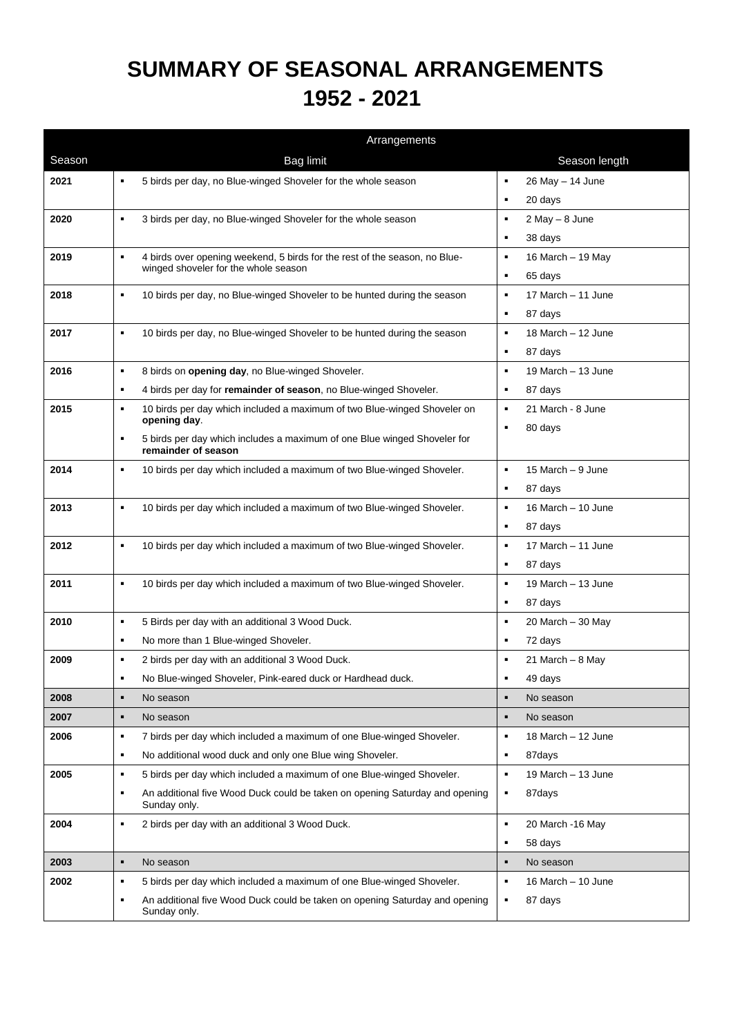# SUMMARY OF SEASONAL ARRANGEMENTS 1952 - 2021

| Season | Arrangements | |
|---|---|---|
| | Bag limit | Season length |
| **2021** | ▪ 5 birds per day, no Blue-winged Shoveler for the whole season | ▪ 26 May – 14 June<br>▪ 20 days |
| **2020** | ▪ 3 birds per day, no Blue-winged Shoveler for the whole season | ▪ 2 May – 8 June<br>▪ 38 days |
| **2019** | ▪ 4 birds over opening weekend, 5 birds for the rest of the season, no Blue-winged shoveler for the whole season | ▪ 16 March – 19 May<br>▪ 65 days |
| **2018** | ▪ 10 birds per day, no Blue-winged Shoveler to be hunted during the season | ▪ 17 March – 11 June<br>▪ 87 days |
| **2017** | ▪ 10 birds per day, no Blue-winged Shoveler to be hunted during the season | ▪ 18 March – 12 June<br>▪ 87 days |
| **2016** | ▪ 8 birds on **opening day**, no Blue-winged Shoveler.<br>▪ 4 birds per day for **remainder of season**, no Blue-winged Shoveler. | ▪ 19 March – 13 June<br>▪ 87 days |
| **2015** | ▪ 10 birds per day which included a maximum of two Blue-winged Shoveler on **opening day**.<br>▪ 5 birds per day which includes a maximum of one Blue winged Shoveler for **remainder of season** | ▪ 21 March - 8 June<br>▪ 80 days |
| **2014** | ▪ 10 birds per day which included a maximum of two Blue-winged Shoveler. | ▪ 15 March – 9 June<br>▪ 87 days |
| **2013** | ▪ 10 birds per day which included a maximum of two Blue-winged Shoveler. | ▪ 16 March – 10 June<br>▪ 87 days |
| **2012** | ▪ 10 birds per day which included a maximum of two Blue-winged Shoveler. | ▪ 17 March – 11 June<br>▪ 87 days |
| **2011** | ▪ 10 birds per day which included a maximum of two Blue-winged Shoveler. | ▪ 19 March – 13 June<br>▪ 87 days |
| **2010** | ▪ 5 Birds per day with an additional 3 Wood Duck.<br>▪ No more than 1 Blue-winged Shoveler. | ▪ 20 March – 30 May<br>▪ 72 days |
| **2009** | ▪ 2 birds per day with an additional 3 Wood Duck.<br>▪ No Blue-winged Shoveler, Pink-eared duck or Hardhead duck. | ▪ 21 March – 8 May<br>▪ 49 days |
| **2008** | ▪ No season | ▪ No season |
| **2007** | ▪ No season | ▪ No season |
| **2006** | ▪ 7 birds per day which included a maximum of one Blue-winged Shoveler.<br>▪ No additional wood duck and only one Blue wing Shoveler. | ▪ 18 March – 12 June<br>▪ 87days |
| **2005** | ▪ 5 birds per day which included a maximum of one Blue-winged Shoveler.<br>▪ An additional five Wood Duck could be taken on opening Saturday and opening Sunday only. | ▪ 19 March – 13 June<br>▪ 87days |
| **2004** | ▪ 2 birds per day with an additional 3 Wood Duck. | ▪ 20 March -16 May<br>▪ 58 days |
| **2003** | ▪ No season | ▪ No season |
| **2002** | ▪ 5 birds per day which included a maximum of one Blue-winged Shoveler.<br>▪ An additional five Wood Duck could be taken on opening Saturday and opening Sunday only. | ▪ 16 March – 10 June<br>▪ 87 days |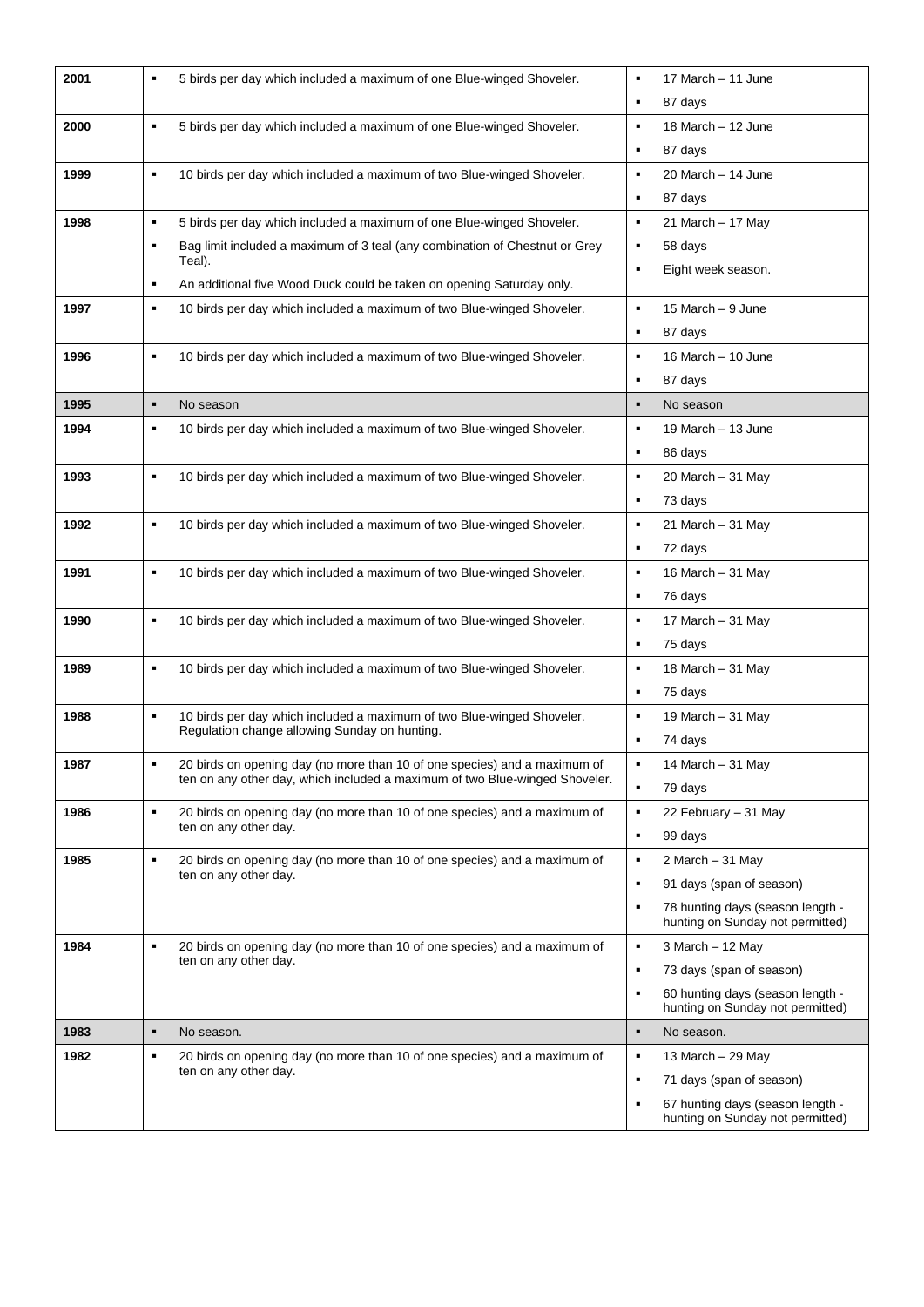| 2001 | 5 birds per day which included a maximum of one Blue-winged Shoveler. | 17 March – 11 June<br>87 days |
|---|---|---|
| 2000 | 5 birds per day which included a maximum of one Blue-winged Shoveler. | 18 March – 12 June<br>87 days |
| 1999 | 10 birds per day which included a maximum of two Blue-winged Shoveler. | 20 March – 14 June<br>87 days |
| 1998 | 5 birds per day which included a maximum of one Blue-winged Shoveler.<br>Bag limit included a maximum of 3 teal (any combination of Chestnut or Grey Teal).<br>An additional five Wood Duck could be taken on opening Saturday only. | 21 March – 17 May<br>58 days<br>Eight week season. |
| 1997 | 10 birds per day which included a maximum of two Blue-winged Shoveler. | 15 March – 9 June<br>87 days |
| 1996 | 10 birds per day which included a maximum of two Blue-winged Shoveler. | 16 March – 10 June<br>87 days |
| 1995 | No season | No season |
| 1994 | 10 birds per day which included a maximum of two Blue-winged Shoveler. | 19 March – 13 June<br>86 days |
| 1993 | 10 birds per day which included a maximum of two Blue-winged Shoveler. | 20 March – 31 May<br>73 days |
| 1992 | 10 birds per day which included a maximum of two Blue-winged Shoveler. | 21 March – 31 May<br>72 days |
| 1991 | 10 birds per day which included a maximum of two Blue-winged Shoveler. | 16 March – 31 May<br>76 days |
| 1990 | 10 birds per day which included a maximum of two Blue-winged Shoveler. | 17 March – 31 May<br>75 days |
| 1989 | 10 birds per day which included a maximum of two Blue-winged Shoveler. | 18 March – 31 May<br>75 days |
| 1988 | 10 birds per day which included a maximum of two Blue-winged Shoveler. Regulation change allowing Sunday on hunting. | 19 March – 31 May<br>74 days |
| 1987 | 20 birds on opening day (no more than 10 of one species) and a maximum of ten on any other day, which included a maximum of two Blue-winged Shoveler. | 14 March – 31 May<br>79 days |
| 1986 | 20 birds on opening day (no more than 10 of one species) and a maximum of ten on any other day. | 22 February – 31 May<br>99 days |
| 1985 | 20 birds on opening day (no more than 10 of one species) and a maximum of ten on any other day. | 2 March – 31 May<br>91 days (span of season)<br>78 hunting days (season length - hunting on Sunday not permitted) |
| 1984 | 20 birds on opening day (no more than 10 of one species) and a maximum of ten on any other day. | 3 March – 12 May<br>73 days (span of season)<br>60 hunting days (season length - hunting on Sunday not permitted) |
| 1983 | No season. | No season. |
| 1982 | 20 birds on opening day (no more than 10 of one species) and a maximum of ten on any other day. | 13 March – 29 May<br>71 days (span of season)<br>67 hunting days (season length - hunting on Sunday not permitted) |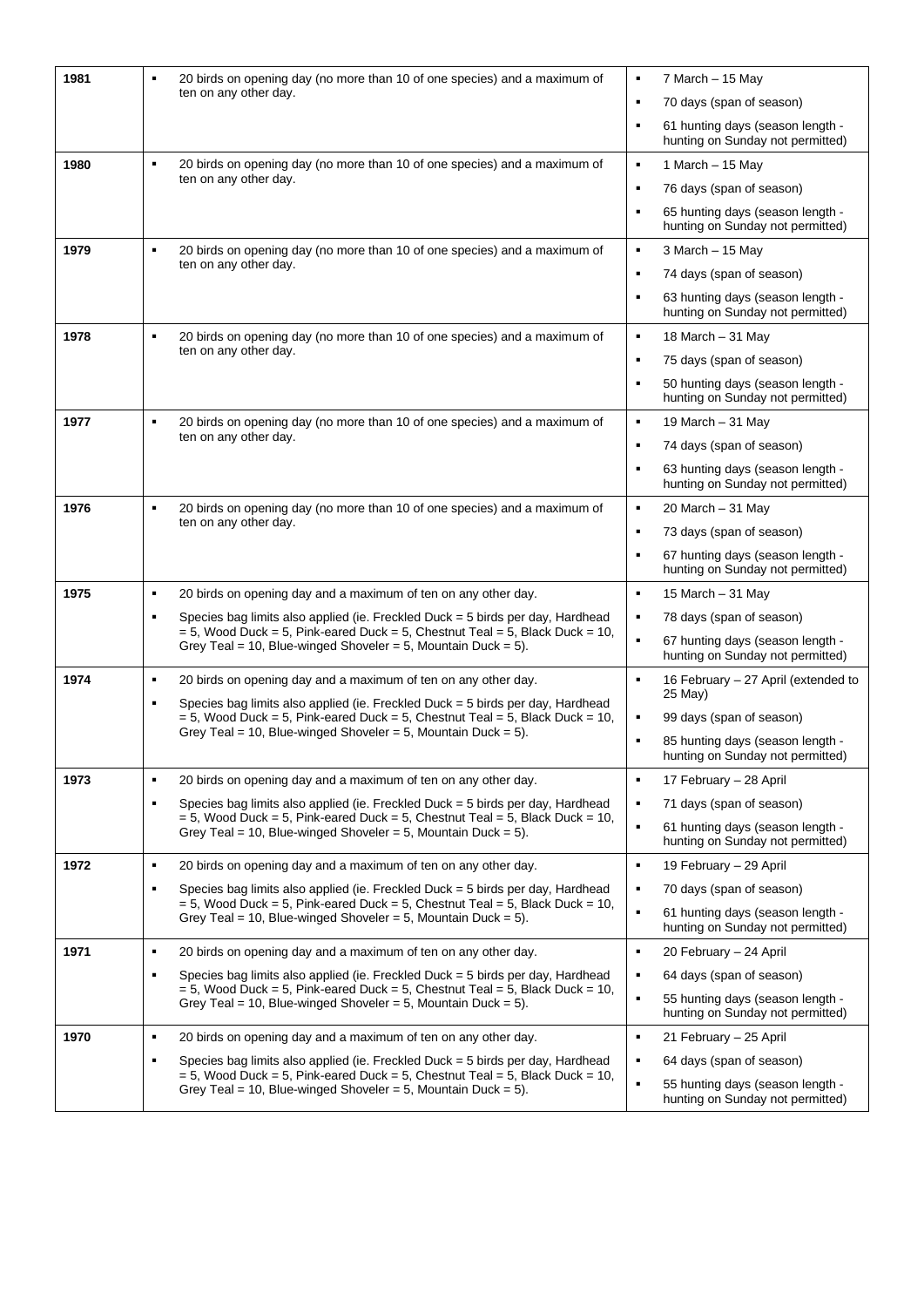| | | |
|---|---|---|
| **1981** | ▪ 20 birds on opening day (no more than 10 of one species) and a maximum of ten on any other day. | ▪ 7 March – 15 May<br>▪ 70 days (span of season)<br>▪ 61 hunting days (season length - hunting on Sunday not permitted) |
| **1980** | ▪ 20 birds on opening day (no more than 10 of one species) and a maximum of ten on any other day. | ▪ 1 March – 15 May<br>▪ 76 days (span of season)<br>▪ 65 hunting days (season length - hunting on Sunday not permitted) |
| **1979** | ▪ 20 birds on opening day (no more than 10 of one species) and a maximum of ten on any other day. | ▪ 3 March – 15 May<br>▪ 74 days (span of season)<br>▪ 63 hunting days (season length - hunting on Sunday not permitted) |
| **1978** | ▪ 20 birds on opening day (no more than 10 of one species) and a maximum of ten on any other day. | ▪ 18 March – 31 May<br>▪ 75 days (span of season)<br>▪ 50 hunting days (season length - hunting on Sunday not permitted) |
| **1977** | ▪ 20 birds on opening day (no more than 10 of one species) and a maximum of ten on any other day. | ▪ 19 March – 31 May<br>▪ 74 days (span of season)<br>▪ 63 hunting days (season length - hunting on Sunday not permitted) |
| **1976** | ▪ 20 birds on opening day (no more than 10 of one species) and a maximum of ten on any other day. | ▪ 20 March – 31 May<br>▪ 73 days (span of season)<br>▪ 67 hunting days (season length - hunting on Sunday not permitted) |
| **1975** | ▪ 20 birds on opening day and a maximum of ten on any other day.<br>▪ Species bag limits also applied (ie. Freckled Duck = 5 birds per day, Hardhead = 5, Wood Duck = 5, Pink-eared Duck = 5, Chestnut Teal = 5, Black Duck = 10, Grey Teal = 10, Blue-winged Shoveler = 5, Mountain Duck = 5). | ▪ 15 March – 31 May<br>▪ 78 days (span of season)<br>▪ 67 hunting days (season length - hunting on Sunday not permitted) |
| **1974** | ▪ 20 birds on opening day and a maximum of ten on any other day.<br>▪ Species bag limits also applied (ie. Freckled Duck = 5 birds per day, Hardhead = 5, Wood Duck = 5, Pink-eared Duck = 5, Chestnut Teal = 5, Black Duck = 10, Grey Teal = 10, Blue-winged Shoveler = 5, Mountain Duck = 5). | ▪ 16 February – 27 April (extended to 25 May)<br>▪ 99 days (span of season)<br>▪ 85 hunting days (season length - hunting on Sunday not permitted) |
| **1973** | ▪ 20 birds on opening day and a maximum of ten on any other day.<br>▪ Species bag limits also applied (ie. Freckled Duck = 5 birds per day, Hardhead = 5, Wood Duck = 5, Pink-eared Duck = 5, Chestnut Teal = 5, Black Duck = 10, Grey Teal = 10, Blue-winged Shoveler = 5, Mountain Duck = 5). | ▪ 17 February – 28 April<br>▪ 71 days (span of season)<br>▪ 61 hunting days (season length - hunting on Sunday not permitted) |
| **1972** | ▪ 20 birds on opening day and a maximum of ten on any other day.<br>▪ Species bag limits also applied (ie. Freckled Duck = 5 birds per day, Hardhead = 5, Wood Duck = 5, Pink-eared Duck = 5, Chestnut Teal = 5, Black Duck = 10, Grey Teal = 10, Blue-winged Shoveler = 5, Mountain Duck = 5). | ▪ 19 February – 29 April<br>▪ 70 days (span of season)<br>▪ 61 hunting days (season length - hunting on Sunday not permitted) |
| **1971** | ▪ 20 birds on opening day and a maximum of ten on any other day.<br>▪ Species bag limits also applied (ie. Freckled Duck = 5 birds per day, Hardhead = 5, Wood Duck = 5, Pink-eared Duck = 5, Chestnut Teal = 5, Black Duck = 10, Grey Teal = 10, Blue-winged Shoveler = 5, Mountain Duck = 5). | ▪ 20 February – 24 April<br>▪ 64 days (span of season)<br>▪ 55 hunting days (season length - hunting on Sunday not permitted) |
| **1970** | ▪ 20 birds on opening day and a maximum of ten on any other day.<br>▪ Species bag limits also applied (ie. Freckled Duck = 5 birds per day, Hardhead = 5, Wood Duck = 5, Pink-eared Duck = 5, Chestnut Teal = 5, Black Duck = 10, Grey Teal = 10, Blue-winged Shoveler = 5, Mountain Duck = 5). | ▪ 21 February – 25 April<br>▪ 64 days (span of season)<br>▪ 55 hunting days (season length - hunting on Sunday not permitted) |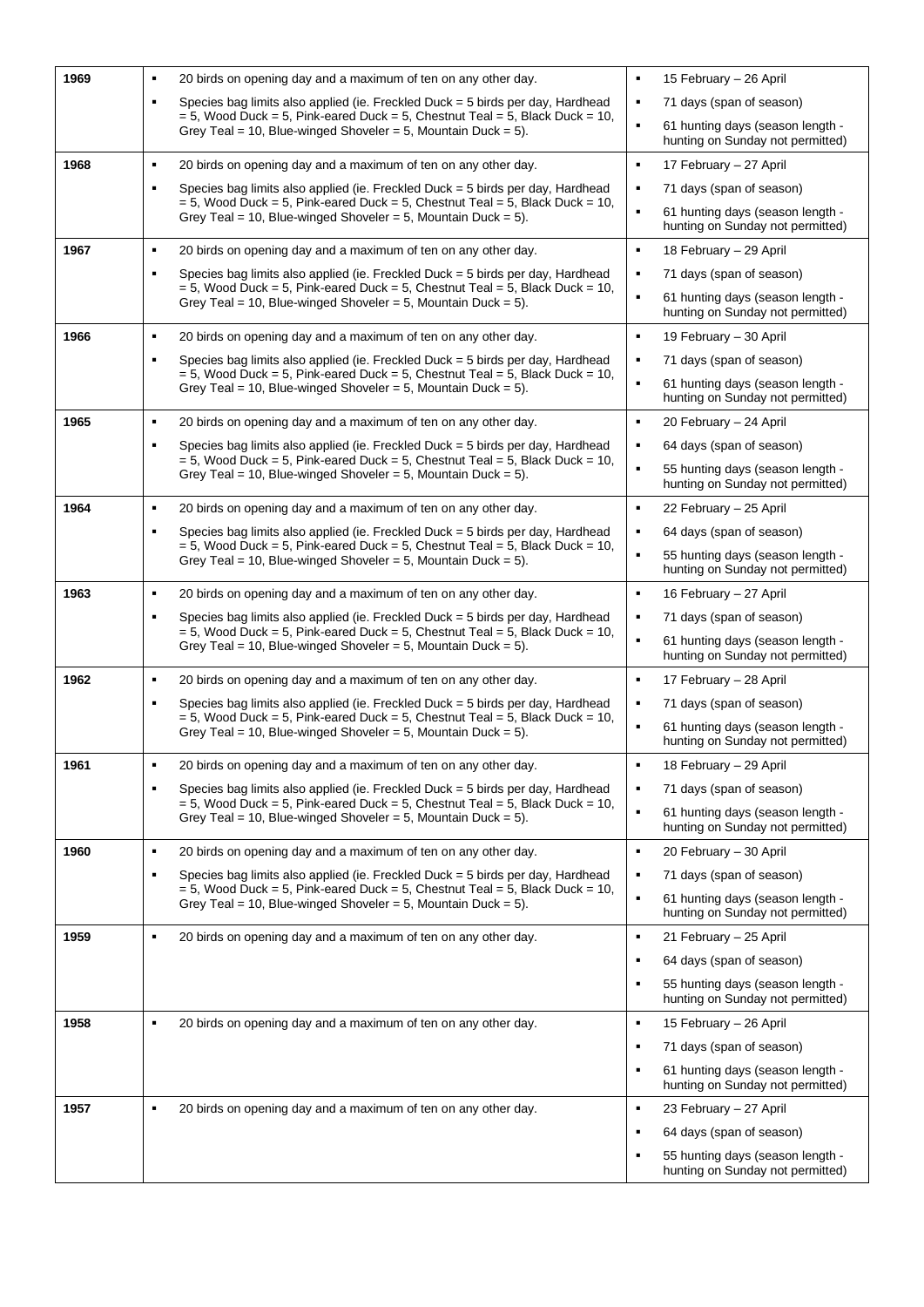| | | |
|---|---|---|
| **1969** | ▪ 20 birds on opening day and a maximum of ten on any other day.<br>▪ Species bag limits also applied (ie. Freckled Duck = 5 birds per day, Hardhead = 5, Wood Duck = 5, Pink-eared Duck = 5, Chestnut Teal = 5, Black Duck = 10, Grey Teal = 10, Blue-winged Shoveler = 5, Mountain Duck = 5). | ▪ 15 February – 26 April<br>▪ 71 days (span of season)<br>▪ 61 hunting days (season length - hunting on Sunday not permitted) |
| **1968** | ▪ 20 birds on opening day and a maximum of ten on any other day.<br>▪ Species bag limits also applied (ie. Freckled Duck = 5 birds per day, Hardhead = 5, Wood Duck = 5, Pink-eared Duck = 5, Chestnut Teal = 5, Black Duck = 10, Grey Teal = 10, Blue-winged Shoveler = 5, Mountain Duck = 5). | ▪ 17 February – 27 April<br>▪ 71 days (span of season)<br>▪ 61 hunting days (season length - hunting on Sunday not permitted) |
| **1967** | ▪ 20 birds on opening day and a maximum of ten on any other day.<br>▪ Species bag limits also applied (ie. Freckled Duck = 5 birds per day, Hardhead = 5, Wood Duck = 5, Pink-eared Duck = 5, Chestnut Teal = 5, Black Duck = 10, Grey Teal = 10, Blue-winged Shoveler = 5, Mountain Duck = 5). | ▪ 18 February – 29 April<br>▪ 71 days (span of season)<br>▪ 61 hunting days (season length - hunting on Sunday not permitted) |
| **1966** | ▪ 20 birds on opening day and a maximum of ten on any other day.<br>▪ Species bag limits also applied (ie. Freckled Duck = 5 birds per day, Hardhead = 5, Wood Duck = 5, Pink-eared Duck = 5, Chestnut Teal = 5, Black Duck = 10, Grey Teal = 10, Blue-winged Shoveler = 5, Mountain Duck = 5). | ▪ 19 February – 30 April<br>▪ 71 days (span of season)<br>▪ 61 hunting days (season length - hunting on Sunday not permitted) |
| **1965** | ▪ 20 birds on opening day and a maximum of ten on any other day.<br>▪ Species bag limits also applied (ie. Freckled Duck = 5 birds per day, Hardhead = 5, Wood Duck = 5, Pink-eared Duck = 5, Chestnut Teal = 5, Black Duck = 10, Grey Teal = 10, Blue-winged Shoveler = 5, Mountain Duck = 5). | ▪ 20 February – 24 April<br>▪ 64 days (span of season)<br>▪ 55 hunting days (season length - hunting on Sunday not permitted) |
| **1964** | ▪ 20 birds on opening day and a maximum of ten on any other day.<br>▪ Species bag limits also applied (ie. Freckled Duck = 5 birds per day, Hardhead = 5, Wood Duck = 5, Pink-eared Duck = 5, Chestnut Teal = 5, Black Duck = 10, Grey Teal = 10, Blue-winged Shoveler = 5, Mountain Duck = 5). | ▪ 22 February – 25 April<br>▪ 64 days (span of season)<br>▪ 55 hunting days (season length - hunting on Sunday not permitted) |
| **1963** | ▪ 20 birds on opening day and a maximum of ten on any other day.<br>▪ Species bag limits also applied (ie. Freckled Duck = 5 birds per day, Hardhead = 5, Wood Duck = 5, Pink-eared Duck = 5, Chestnut Teal = 5, Black Duck = 10, Grey Teal = 10, Blue-winged Shoveler = 5, Mountain Duck = 5). | ▪ 16 February – 27 April<br>▪ 71 days (span of season)<br>▪ 61 hunting days (season length - hunting on Sunday not permitted) |
| **1962** | ▪ 20 birds on opening day and a maximum of ten on any other day.<br>▪ Species bag limits also applied (ie. Freckled Duck = 5 birds per day, Hardhead = 5, Wood Duck = 5, Pink-eared Duck = 5, Chestnut Teal = 5, Black Duck = 10, Grey Teal = 10, Blue-winged Shoveler = 5, Mountain Duck = 5). | ▪ 17 February – 28 April<br>▪ 71 days (span of season)<br>▪ 61 hunting days (season length - hunting on Sunday not permitted) |
| **1961** | ▪ 20 birds on opening day and a maximum of ten on any other day.<br>▪ Species bag limits also applied (ie. Freckled Duck = 5 birds per day, Hardhead = 5, Wood Duck = 5, Pink-eared Duck = 5, Chestnut Teal = 5, Black Duck = 10, Grey Teal = 10, Blue-winged Shoveler = 5, Mountain Duck = 5). | ▪ 18 February – 29 April<br>▪ 71 days (span of season)<br>▪ 61 hunting days (season length - hunting on Sunday not permitted) |
| **1960** | ▪ 20 birds on opening day and a maximum of ten on any other day.<br>▪ Species bag limits also applied (ie. Freckled Duck = 5 birds per day, Hardhead = 5, Wood Duck = 5, Pink-eared Duck = 5, Chestnut Teal = 5, Black Duck = 10, Grey Teal = 10, Blue-winged Shoveler = 5, Mountain Duck = 5). | ▪ 20 February – 30 April<br>▪ 71 days (span of season)<br>▪ 61 hunting days (season length - hunting on Sunday not permitted) |
| **1959** | ▪ 20 birds on opening day and a maximum of ten on any other day. | ▪ 21 February – 25 April<br>▪ 64 days (span of season)<br>▪ 55 hunting days (season length - hunting on Sunday not permitted) |
| **1958** | ▪ 20 birds on opening day and a maximum of ten on any other day. | ▪ 15 February – 26 April<br>▪ 71 days (span of season)<br>▪ 61 hunting days (season length - hunting on Sunday not permitted) |
| **1957** | ▪ 20 birds on opening day and a maximum of ten on any other day. | ▪ 23 February – 27 April<br>▪ 64 days (span of season)<br>▪ 55 hunting days (season length - hunting on Sunday not permitted) |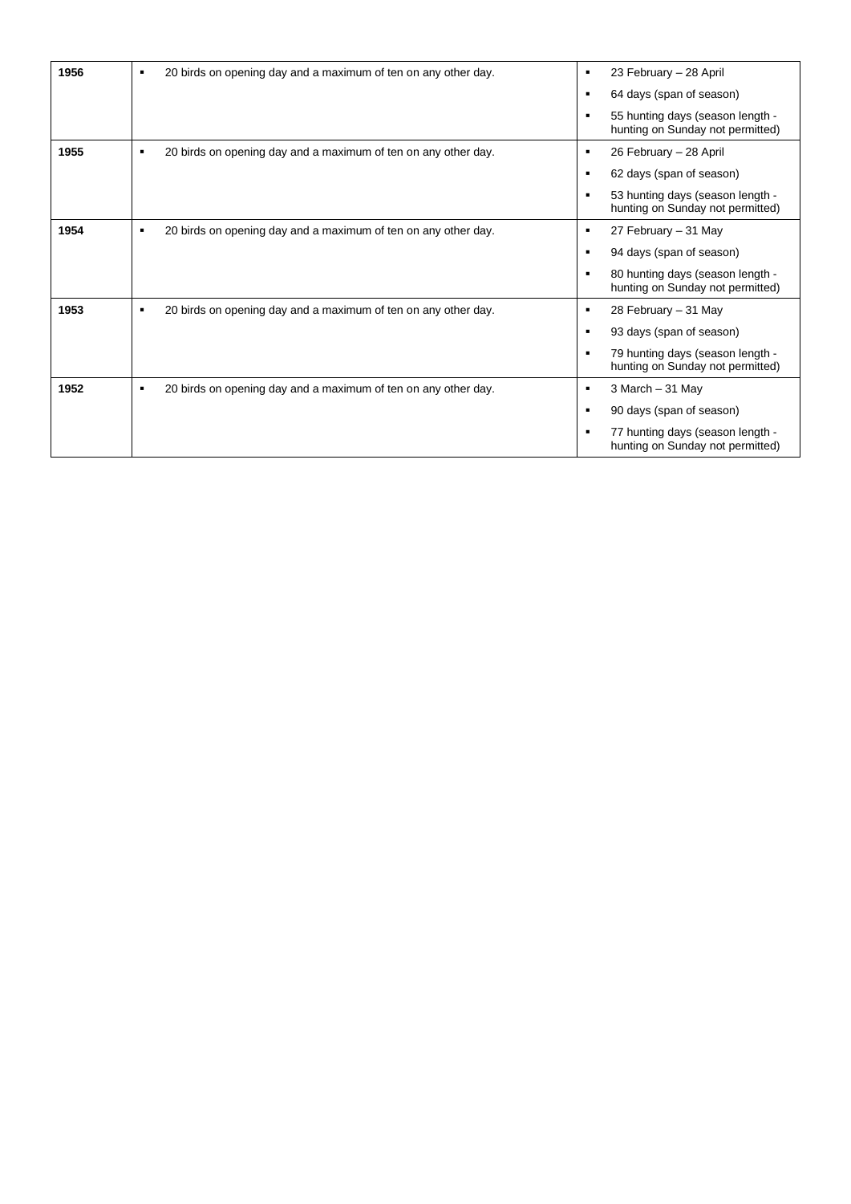| | | |
|---|---|---|
| **1956** | ▪ 20 birds on opening day and a maximum of ten on any other day. | ▪ 23 February – 28 April<br>▪ 64 days (span of season)<br>▪ 55 hunting days (season length - hunting on Sunday not permitted) |
| **1955** | ▪ 20 birds on opening day and a maximum of ten on any other day. | ▪ 26 February – 28 April<br>▪ 62 days (span of season)<br>▪ 53 hunting days (season length - hunting on Sunday not permitted) |
| **1954** | ▪ 20 birds on opening day and a maximum of ten on any other day. | ▪ 27 February – 31 May<br>▪ 94 days (span of season)<br>▪ 80 hunting days (season length - hunting on Sunday not permitted) |
| **1953** | ▪ 20 birds on opening day and a maximum of ten on any other day. | ▪ 28 February – 31 May<br>▪ 93 days (span of season)<br>▪ 79 hunting days (season length - hunting on Sunday not permitted) |
| **1952** | ▪ 20 birds on opening day and a maximum of ten on any other day. | ▪ 3 March – 31 May<br>▪ 90 days (span of season)<br>▪ 77 hunting days (season length - hunting on Sunday not permitted) |